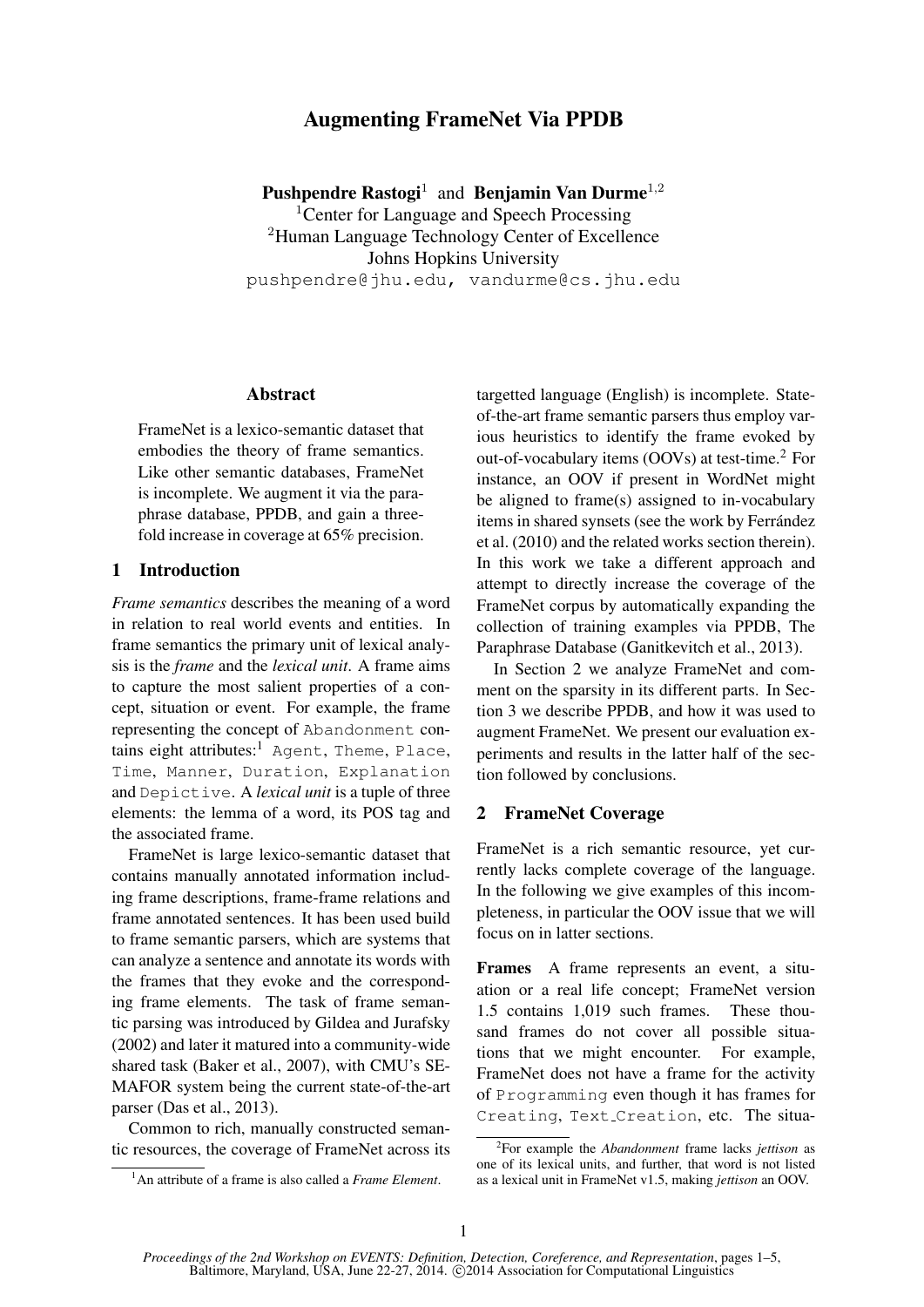# Augmenting FrameNet Via PPDB

**Pushpendre Rastogi**[1] and **Benjamin Van Durme**[1,2]
[1]Center for Language and Speech Processing
[2]Human Language Technology Center of Excellence
Johns Hopkins University
`pushpendre@jhu.edu, vandurme@cs.jhu.edu`

## Abstract

FrameNet is a lexico-semantic dataset that embodies the theory of frame semantics. Like other semantic databases, FrameNet is incomplete. We augment it via the paraphrase database, PPDB, and gain a three-fold increase in coverage at 65% precision.

## 1 Introduction

*Frame semantics* describes the meaning of a word in relation to real world events and entities. In frame semantics the primary unit of lexical analysis is the *frame* and the *lexical unit*. A frame aims to capture the most salient properties of a concept, situation or event. For example, the frame representing the concept of `Abandonment` contains eight attributes:[1] `Agent`, `Theme`, `Place`, `Time`, `Manner`, `Duration`, `Explanation` and `Depictive`. A *lexical unit* is a tuple of three elements: the lemma of a word, its POS tag and the associated frame.

FrameNet is large lexico-semantic dataset that contains manually annotated information including frame descriptions, frame-frame relations and frame annotated sentences. It has been used build to frame semantic parsers, which are systems that can analyze a sentence and annotate its words with the frames that they evoke and the corresponding frame elements. The task of frame semantic parsing was introduced by Gildea and Jurafsky (2002) and later it matured into a community-wide shared task (Baker et al., 2007), with CMU's SEMAFOR system being the current state-of-the-art parser (Das et al., 2013).

Common to rich, manually constructed semantic resources, the coverage of FrameNet across its targetted language (English) is incomplete. State-of-the-art frame semantic parsers thus employ various heuristics to identify the frame evoked by out-of-vocabulary items (OOVs) at test-time.[2] For instance, an OOV if present in WordNet might be aligned to frame(s) assigned to in-vocabulary items in shared synsets (see the work by Ferrández et al. (2010) and the related works section therein). In this work we take a different approach and attempt to directly increase the coverage of the FrameNet corpus by automatically expanding the collection of training examples via PPDB, The Paraphrase Database (Ganitkevitch et al., 2013).

In Section 2 we analyze FrameNet and comment on the sparsity in its different parts. In Section 3 we describe PPDB, and how it was used to augment FrameNet. We present our evaluation experiments and results in the latter half of the section followed by conclusions.

## 2 FrameNet Coverage

FrameNet is a rich semantic resource, yet currently lacks complete coverage of the language. In the following we give examples of this incompleteness, in particular the OOV issue that we will focus on in latter sections.

**Frames** A frame represents an event, a situation or a real life concept; FrameNet version 1.5 contains 1,019 such frames. These thousand frames do not cover all possible situations that we might encounter. For example, FrameNet does not have a frame for the activity of `Programming` even though it has frames for `Creating`, `Text_Creation`, etc. The situa-

[1]An attribute of a frame is also called a *Frame Element*.

[2]For example the *Abandonment* frame lacks *jettison* as one of its lexical units, and further, that word is not listed as a lexical unit in FrameNet v1.5, making *jettison* an OOV.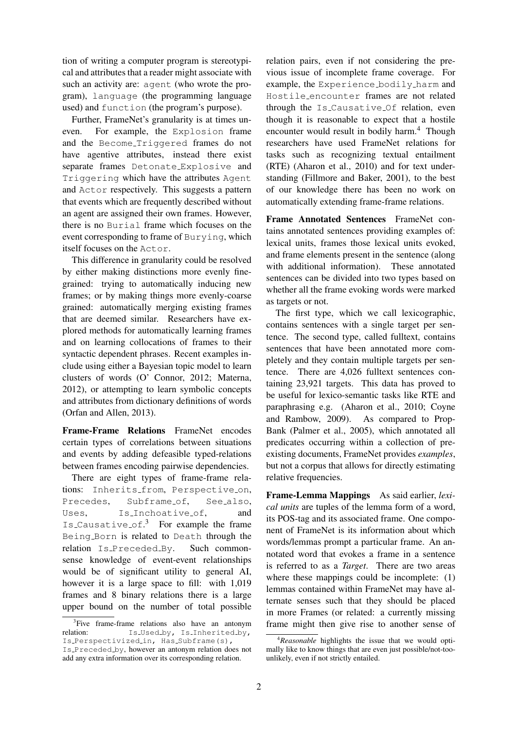tion of writing a computer program is stereotypical and attributes that a reader might associate with such an activity are: `agent` (who wrote the program), `language` (the programming language used) and `function` (the program's purpose).

Further, FrameNet's granularity is at times uneven. For example, the `Explosion` frame and the `Become_Triggered` frames do not have agentive attributes, instead there exist separate frames `Detonate_Explosive` and `Triggering` which have the attributes `Agent` and `Actor` respectively. This suggests a pattern that events which are frequently described without an agent are assigned their own frames. However, there is no `Burial` frame which focuses on the event corresponding to frame of `Burying`, which itself focuses on the `Actor`.

This difference in granularity could be resolved by either making distinctions more evenly fine-grained: trying to automatically inducing new frames; or by making things more evenly-coarse grained: automatically merging existing frames that are deemed similar. Researchers have explored methods for automatically learning frames and on learning collocations of frames to their syntactic dependent phrases. Recent examples include using either a Bayesian topic model to learn clusters of words (O' Connor, 2012; Materna, 2012), or attempting to learn symbolic concepts and attributes from dictionary definitions of words (Orfan and Allen, 2013).

**Frame-Frame Relations** FrameNet encodes certain types of correlations between situations and events by adding defeasible typed-relations between frames encoding pairwise dependencies.

There are eight types of frame-frame relations: `Inherits_from`, `Perspective_on`, `Precedes`, `Subframe_of`, `See_also`, `Uses`, `Is_Inchoative_of`, and `Is_Causative_of`.[3] For example the frame `Being_Born` is related to `Death` through the relation `Is_Preceded_By`. Such commonsense knowledge of event-event relationships would be of significant utility to general AI, however it is a large space to fill: with 1,019 frames and 8 binary relations there is a large upper bound on the number of total possible relation pairs, even if not considering the previous issue of incomplete frame coverage. For example, the `Experience_bodily_harm` and `Hostile_encounter` frames are not related through the `Is_Causative_Of` relation, even though it is reasonable to expect that a hostile encounter would result in bodily harm.[4] Though researchers have used FrameNet relations for tasks such as recognizing textual entailment (RTE) (Aharon et al., 2010) and for text understanding (Fillmore and Baker, 2001), to the best of our knowledge there has been no work on automatically extending frame-frame relations.

**Frame Annotated Sentences** FrameNet contains annotated sentences providing examples of: lexical units, frames those lexical units evoked, and frame elements present in the sentence (along with additional information). These annotated sentences can be divided into two types based on whether all the frame evoking words were marked as targets or not.

The first type, which we call lexicographic, contains sentences with a single target per sentence. The second type, called fulltext, contains sentences that have been annotated more completely and they contain multiple targets per sentence. There are 4,026 fulltext sentences containing 23,921 targets. This data has proved to be useful for lexico-semantic tasks like RTE and paraphrasing e.g. (Aharon et al., 2010; Coyne and Rambow, 2009). As compared to PropBank (Palmer et al., 2005), which annotated all predicates occurring within a collection of preexisting documents, FrameNet provides *examples*, but not a corpus that allows for directly estimating relative frequencies.

**Frame-Lemma Mappings** As said earlier, *lexical units* are tuples of the lemma form of a word, its POS-tag and its associated frame. One component of FrameNet is its information about which words/lemmas prompt a particular frame. An annotated word that evokes a frame in a sentence is referred to as a *Target*. There are two areas where these mappings could be incomplete: (1) lemmas contained within FrameNet may have alternate senses such that they should be placed in more Frames (or related: a currently missing frame might then give rise to another sense of

[3] Five frame-frame relations also have an antonym relation: `Is_Used_by`, `Is_Inherited_by`, `Is_Perspectivized_in`, `Has_Subframe(s)`, `Is_Preceded_by`, however an antonym relation does not add any extra information over its corresponding relation.

[4] *Reasonable* highlights the issue that we would optimally like to know things that are even just possible/not-too-unlikely, even if not strictly entailed.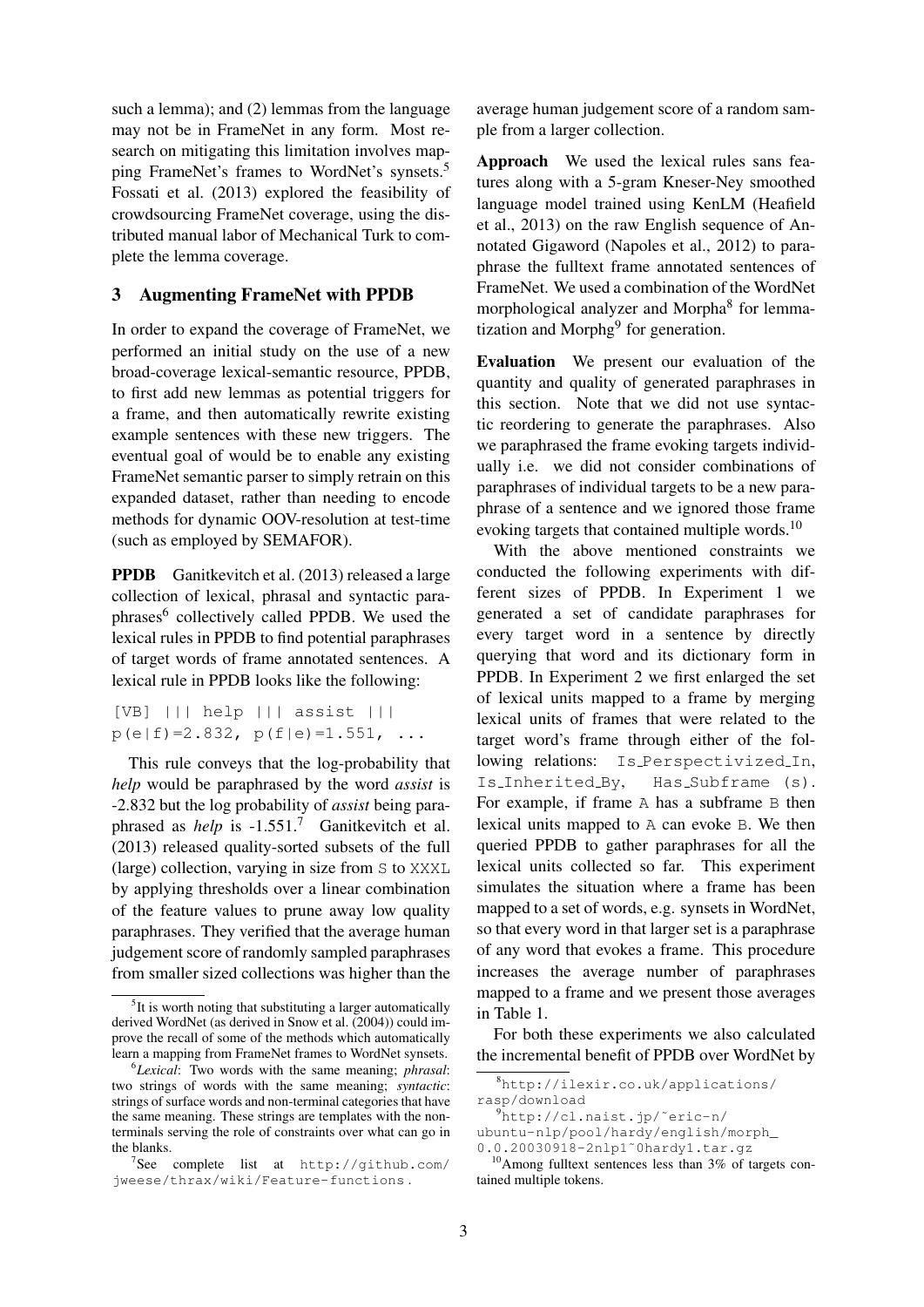such a lemma); and (2) lemmas from the language may not be in FrameNet in any form. Most research on mitigating this limitation involves mapping FrameNet's frames to WordNet's synsets.[5] Fossati et al. (2013) explored the feasibility of crowdsourcing FrameNet coverage, using the distributed manual labor of Mechanical Turk to complete the lemma coverage.

## 3 Augmenting FrameNet with PPDB

In order to expand the coverage of FrameNet, we performed an initial study on the use of a new broad-coverage lexical-semantic resource, PPDB, to first add new lemmas as potential triggers for a frame, and then automatically rewrite existing example sentences with these new triggers. The eventual goal of would be to enable any existing FrameNet semantic parser to simply retrain on this expanded dataset, rather than needing to encode methods for dynamic OOV-resolution at test-time (such as employed by SEMAFOR).

**PPDB** Ganitkevitch et al. (2013) released a large collection of lexical, phrasal and syntactic paraphrases[6] collectively called PPDB. We used the lexical rules in PPDB to find potential paraphrases of target words of frame annotated sentences. A lexical rule in PPDB looks like the following:

```
[VB] ||| help ||| assist |||
p(e|f)=2.832, p(f|e)=1.551, ...
```

This rule conveys that the log-probability that *help* would be paraphrased by the word *assist* is -2.832 but the log probability of *assist* being paraphrased as *help* is -1.551.[7] Ganitkevitch et al. (2013) released quality-sorted subsets of the full (large) collection, varying in size from `S` to `XXXL` by applying thresholds over a linear combination of the feature values to prune away low quality paraphrases. They verified that the average human judgement score of randomly sampled paraphrases from smaller sized collections was higher than the average human judgement score of a random sample from a larger collection.

**Approach** We used the lexical rules sans features along with a 5-gram Kneser-Ney smoothed language model trained using KenLM (Heafield et al., 2013) on the raw English sequence of Annotated Gigaword (Napoles et al., 2012) to paraphrase the fulltext frame annotated sentences of FrameNet. We used a combination of the WordNet morphological analyzer and Morpha[8] for lemmatization and Morphg[9] for generation.

**Evaluation** We present our evaluation of the quantity and quality of generated paraphrases in this section. Note that we did not use syntactic reordering to generate the paraphrases. Also we paraphrased the frame evoking targets individually i.e. we did not consider combinations of paraphrases of individual targets to be a new paraphrase of a sentence and we ignored those frame evoking targets that contained multiple words.[10]

With the above mentioned constraints we conducted the following experiments with different sizes of PPDB. In Experiment 1 we generated a set of candidate paraphrases for every target word in a sentence by directly querying that word and its dictionary form in PPDB. In Experiment 2 we first enlarged the set of lexical units mapped to a frame by merging lexical units of frames that were related to the target word's frame through either of the following relations: `Is_Perspectivized_In`, `Is_Inherited_By`, `Has_Subframe (s)`. For example, if frame `A` has a subframe `B` then lexical units mapped to `A` can evoke `B`. We then queried PPDB to gather paraphrases for all the lexical units collected so far. This experiment simulates the situation where a frame has been mapped to a set of words, e.g. synsets in WordNet, so that every word in that larger set is a paraphrase of any word that evokes a frame. This procedure increases the average number of paraphrases mapped to a frame and we present those averages in Table 1.

For both these experiments we also calculated the incremental benefit of PPDB over WordNet by

---

[5] It is worth noting that substituting a larger automatically derived WordNet (as derived in Snow et al. (2004)) could improve the recall of some of the methods which automatically learn a mapping from FrameNet frames to WordNet synsets.

[6] *Lexical*: Two words with the same meaning; *phrasal*: two strings of words with the same meaning; *syntactic*: strings of surface words and non-terminal categories that have the same meaning. These strings are templates with the non-terminals serving the role of constraints over what can go in the blanks.

[7] See complete list at `http://github.com/jweese/thrax/wiki/Feature-functions`.

[8] `http://ilexir.co.uk/applications/rasp/download`

[9] `http://cl.naist.jp/~eric-n/ubuntu-nlp/pool/hardy/english/morph_0.0.20030918-2nlp1~0hardy1.tar.gz`

[10] Among fulltext sentences less than 3% of targets contained multiple tokens.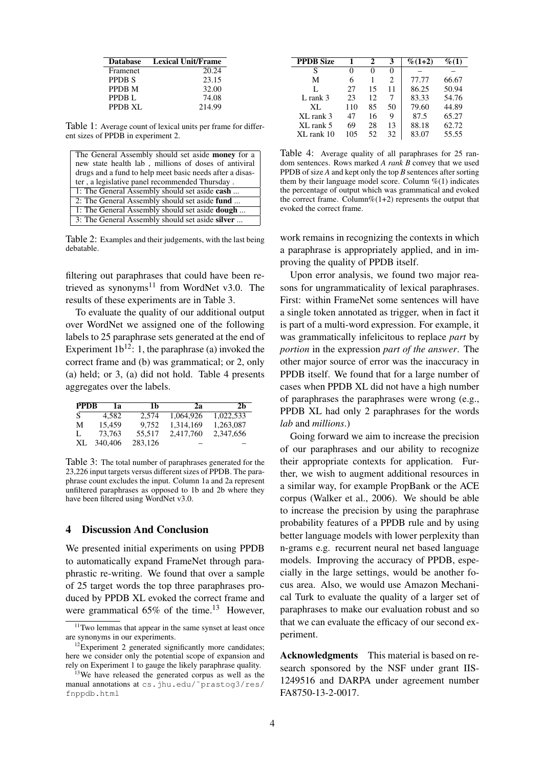| Database | Lexical Unit/Frame |
|---|---|
| Framenet | 20.24 |
| PPDB S | 23.15 |
| PPDB M | 32.00 |
| PPDB L | 74.08 |
| PPDB XL | 214.99 |

Table 1: Average count of lexical units per frame for different sizes of PPDB in experiment 2.

| The General Assembly should set aside **money** for a new state health lab , millions of doses of antiviral drugs and a fund to help meet basic needs after a disaster , a legislative panel recommended Thursday . |
|---|
| 1: The General Assembly should set aside **cash** ... |
| 2: The General Assembly should set aside **fund** ... |
| 1: The General Assembly should set aside **dough** ... |
| 3: The General Assembly should set aside **silver** ... |

Table 2: Examples and their judgements, with the last being debatable.

filtering out paraphrases that could have been retrieved as synonyms[11] from WordNet v3.0. The results of these experiments are in Table 3.

To evaluate the quality of our additional output over WordNet we assigned one of the following labels to 25 paraphrase sets generated at the end of Experiment 1b[12]: 1, the paraphrase (a) invoked the correct frame and (b) was grammatical; or 2, only (a) held; or 3, (a) did not hold. Table 4 presents aggregates over the labels.

| PPDB | 1a | 1b | 2a | 2b |
|---|---|---|---|---|
| S | 4,582 | 2,574 | 1,064,926 | 1,022,533 |
| M | 15,459 | 9,752 | 1,314,169 | 1,263,087 |
| L | 73,763 | 55,517 | 2,417,760 | 2,347,656 |
| XL | 340,406 | 283,126 | – | – |

Table 3: The total number of paraphrases generated for the 23,226 input targets versus different sizes of PPDB. The paraphrase count excludes the input. Column 1a and 2a represent unfiltered paraphrases as opposed to 1b and 2b where they have been filtered using WordNet v3.0.

## 4 Discussion And Conclusion

We presented initial experiments on using PPDB to automatically expand FrameNet through paraphrastic re-writing. We found that over a sample of 25 target words the top three paraphrases produced by PPDB XL evoked the correct frame and were grammatical 65% of the time.[13] However, work remains in recognizing the contexts in which a paraphrase is appropriately applied, and in improving the quality of PPDB itself.

| PPDB Size | 1 | 2 | 3 | %(1+2) | %(1) |
|---|---|---|---|---|---|
| S | 0 | 0 | 0 | – | – |
| M | 6 | 1 | 2 | 77.77 | 66.67 |
| L | 27 | 15 | 11 | 86.25 | 50.94 |
| L rank 3 | 23 | 12 | 7 | 83.33 | 54.76 |
| XL | 110 | 85 | 50 | 79.60 | 44.89 |
| XL rank 3 | 47 | 16 | 9 | 87.5 | 65.27 |
| XL rank 5 | 69 | 28 | 13 | 88.18 | 62.72 |
| XL rank 10 | 105 | 52 | 32 | 83.07 | 55.55 |

Table 4: Average quality of all paraphrases for 25 random sentences. Rows marked *A rank B* convey that we used PPDB of size *A* and kept only the top *B* sentences after sorting them by their language model score. Column %(1) indicates the percentage of output which was grammatical and evoked the correct frame. Column%(1+2) represents the output that evoked the correct frame.

Upon error analysis, we found two major reasons for ungrammaticality of lexical paraphrases. First: within FrameNet some sentences will have a single token annotated as trigger, when in fact it is part of a multi-word expression. For example, it was grammatically infelicitous to replace *part* by *portion* in the expression *part of the answer*. The other major source of error was the inaccuracy in PPDB itself. We found that for a large number of cases when PPDB XL did not have a high number of paraphrases the paraphrases were wrong (e.g., PPDB XL had only 2 paraphrases for the words *lab* and *millions*.)

Going forward we aim to increase the precision of our paraphrases and our ability to recognize their appropriate contexts for application. Further, we wish to augment additional resources in a similar way, for example PropBank or the ACE corpus (Walker et al., 2006). We should be able to increase the precision by using the paraphrase probability features of a PPDB rule and by using better language models with lower perplexity than n-grams e.g. recurrent neural net based language models. Improving the accuracy of PPDB, especially in the large settings, would be another focus area. Also, we would use Amazon Mechanical Turk to evaluate the quality of a larger set of paraphrases to make our evaluation robust and so that we can evaluate the efficacy of our second experiment.

**Acknowledgments** This material is based on research sponsored by the NSF under grant IIS-1249516 and DARPA under agreement number FA8750-13-2-0017.

[11] Two lemmas that appear in the same synset at least once are synonyms in our experiments.

[12] Experiment 2 generated significantly more candidates; here we consider only the potential scope of expansion and rely on Experiment 1 to gauge the likely paraphrase quality.

[13] We have released the generated corpus as well as the manual annotations at `cs.jhu.edu/~prastog3/res/fnppdb.html`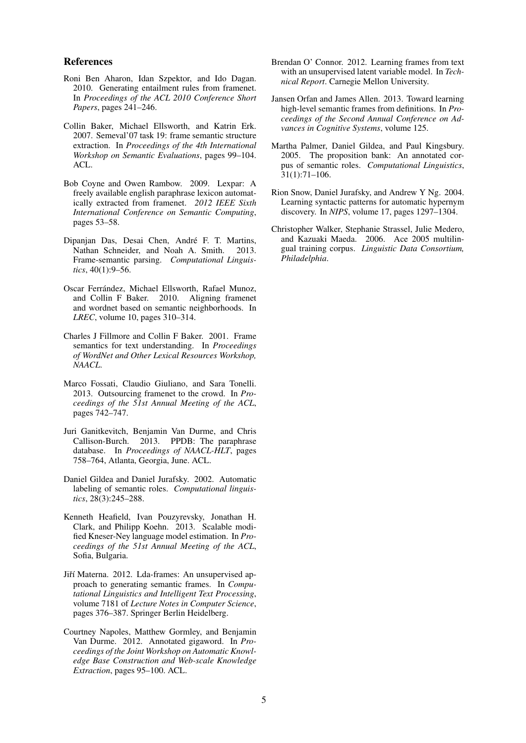## References

Roni Ben Aharon, Idan Szpektor, and Ido Dagan. 2010. Generating entailment rules from framenet. In *Proceedings of the ACL 2010 Conference Short Papers*, pages 241–246.

Collin Baker, Michael Ellsworth, and Katrin Erk. 2007. Semeval'07 task 19: frame semantic structure extraction. In *Proceedings of the 4th International Workshop on Semantic Evaluations*, pages 99–104. ACL.

Bob Coyne and Owen Rambow. 2009. Lexpar: A freely available english paraphrase lexicon automatically extracted from framenet. *2012 IEEE Sixth International Conference on Semantic Computing*, pages 53–58.

Dipanjan Das, Desai Chen, André F. T. Martins, Nathan Schneider, and Noah A. Smith. 2013. Frame-semantic parsing. *Computational Linguistics*, 40(1):9–56.

Oscar Ferrández, Michael Ellsworth, Rafael Munoz, and Collin F Baker. 2010. Aligning framenet and wordnet based on semantic neighborhoods. In *LREC*, volume 10, pages 310–314.

Charles J Fillmore and Collin F Baker. 2001. Frame semantics for text understanding. In *Proceedings of WordNet and Other Lexical Resources Workshop, NAACL*.

Marco Fossati, Claudio Giuliano, and Sara Tonelli. 2013. Outsourcing framenet to the crowd. In *Proceedings of the 51st Annual Meeting of the ACL*, pages 742–747.

Juri Ganitkevitch, Benjamin Van Durme, and Chris Callison-Burch. 2013. PPDB: The paraphrase database. In *Proceedings of NAACL-HLT*, pages 758–764, Atlanta, Georgia, June. ACL.

Daniel Gildea and Daniel Jurafsky. 2002. Automatic labeling of semantic roles. *Computational linguistics*, 28(3):245–288.

Kenneth Heafield, Ivan Pouzyrevsky, Jonathan H. Clark, and Philipp Koehn. 2013. Scalable modified Kneser-Ney language model estimation. In *Proceedings of the 51st Annual Meeting of the ACL*, Sofia, Bulgaria.

Jiří Materna. 2012. Lda-frames: An unsupervised approach to generating semantic frames. In *Computational Linguistics and Intelligent Text Processing*, volume 7181 of *Lecture Notes in Computer Science*, pages 376–387. Springer Berlin Heidelberg.

Courtney Napoles, Matthew Gormley, and Benjamin Van Durme. 2012. Annotated gigaword. In *Proceedings of the Joint Workshop on Automatic Knowledge Base Construction and Web-scale Knowledge Extraction*, pages 95–100. ACL.

Brendan O' Connor. 2012. Learning frames from text with an unsupervised latent variable model. In *Technical Report*. Carnegie Mellon University.

Jansen Orfan and James Allen. 2013. Toward learning high-level semantic frames from definitions. In *Proceedings of the Second Annual Conference on Advances in Cognitive Systems*, volume 125.

Martha Palmer, Daniel Gildea, and Paul Kingsbury. 2005. The proposition bank: An annotated corpus of semantic roles. *Computational Linguistics*, 31(1):71–106.

Rion Snow, Daniel Jurafsky, and Andrew Y Ng. 2004. Learning syntactic patterns for automatic hypernym discovery. In *NIPS*, volume 17, pages 1297–1304.

Christopher Walker, Stephanie Strassel, Julie Medero, and Kazuaki Maeda. 2006. Ace 2005 multilingual training corpus. *Linguistic Data Consortium, Philadelphia*.